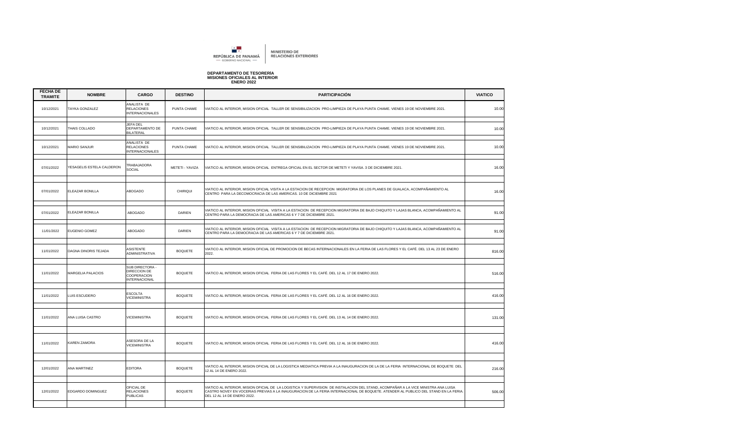REPÚBLICA DE PANAMÁ — GOBIERNO NACIONAL — | MINISTERIO DE RELACIONES EXTERIORES

**DEPARTAMENTO DE TESORERÍA**
**MISIONES OFICIALES AL INTERIOR**
**ENERO 2022**

| FECHA DE TRAMITE | NOMBRE | CARGO | DESTINO | PARTICIPACIÓN | VIATICO |
|---|---|---|---|---|---|
| 10/12/2021 | TAYKA GONZALEZ | ANALISTA DE RELACIONES INTERNACIONALES | PUNTA CHAME | VIATICO AL INTERIOR, MISION OFICIAL TALLER DE SENSIBILIZACION PRO-LIMPIEZA DE PLAYA PUNTA CHAME. VIENES 19 DE NOVIEMBRE 2021. | 10.00 |
| 10/12/2021 | THAIS COLLADO | JEFA DEL DEPARTAMENTO DE BILATERAL | PUNTA CHAME | VIATICO AL INTERIOR, MISION OFICIAL TALLER DE SENSIBILIZACION PRO-LIMPIEZA DE PLAYA PUNTA CHAME. VIENES 19 DE NOVIEMBRE 2021. | 10.00 |
| 10/12/2021 | MARIO SANJUR | ANALISTA DE RELACIONES INTERNACIONALES | PUNTA CHAME | VIATICO AL INTERIOR, MISION OFICIAL TALLER DE SENSIBILIZACION PRO-LIMPIEZA DE PLAYA PUNTA CHAME. VIENES 19 DE NOVIEMBRE 2021. | 10.00 |
| 07/01/2022 | YESAGELIS ESTELA CALDERON | TRABAJADORA SOCIAL | METETI - YAVIZA | VIATICO AL INTERIOR, MISION OFICIAL ENTREGA OFICIAL EN EL SECTOR DE METETI Y YAVISA. 3 DE DICIEMBRE 2021. | 16.00 |
| 07/01/2022 | ELEAZAR BONILLA | ABOGADO | CHIRIQUI | VIATICO AL INTERIOR, MISION OFICIAL VISITA A LA ESTACION DE RECEPCION MIGRATORIA DE LOS PLANES DE GUALACA, ACOMPAÑAMIENTO AL CENTRO PARA LA DECOMOCRACIA DE LAS AMERICAS. 10 DE DICIEMBRE 2021 | 16.00 |
| 07/01/2022 | ELEAZAR BONILLA | ABOGADO | DARIEN | VIATICO AL INTERIOR, MISION OFICIAL VISITA A LA ESTACION DE RECEPCION MIGRATORIA DE BAJO CHIQUITO Y LAJAS BLANCA, ACOMPAÑAMIENTO AL CENTRO PARA LA DEMOCRACIA DE LAS AMERICAS 6 Y 7 DE DICIEMBRE 2021. | 91.00 |
| 11/01/2022 | EUGENIO GOMEZ | ABOGADO | DARIEN | VIATICO AL INTERIOR, MISION OFICIAL VISITA A LA ESTACION DE RECEPCION MIGRATORIA DE BAJO CHIQUITO Y LAJAS BLANCA, ACOMPAÑAMIENTO AL CENTRO PARA LA DEMOCRACIA DE LAS AMERICAS 6 Y 7 DE DICIEMBRE 2021. | 91.00 |
| 11/01/2022 | DAGNA DINORIS TEJADA | ASISTENTE ADMINISTRATIVA | BOQUETE | VIATICO AL INTERIOR, MISION OFICIAL DE PROMOCION DE BECAS INTERNACIONALES EN LA FERIA DE LAS FLORES Y EL CAFÉ. DEL 13 AL 23 DE ENERO 2022. | 816.00 |
| 11/01/2022 | MARGELIA PALACIOS | SUB DIRECTORA - DIRECCION DE COOPERACION INTERNACIONAL | BOQUETE | VIATICO AL INTERIOR, MISION OFICIAL FERIA DE LAS FLORES Y EL CAFÉ. DEL 12 AL 17 DE ENERO 2022. | 516.00 |
| 11/01/2022 | LUIS ESCUDERO | ESCOLTA VICEMINISTRA | BOQUETE | VIATICO AL INTERIOR, MISION OFICIAL FERIA DE LAS FLORES Y EL CAFÉ. DEL 12 AL 16 DE ENERO 2022. | 416.00 |
| 11/01/2022 | ANA LUISA CASTRO | VICEMINISTRA | BOQUETE | VIATICO AL INTERIOR, MISION OFICIAL FERIA DE LAS FLORES Y EL CAFÉ. DEL 13 AL 14 DE ENERO 2022. | 131.00 |
| 11/01/2022 | KAREN ZAMORA | ASESORA DE LA VICEMINISTRA | BOQUETE | VIATICO AL INTERIOR, MISION OFICIAL FERIA DE LAS FLORES Y EL CAFÉ. DEL 12 AL 16 DE ENERO 2022. | 416.00 |
| 12/01/2022 | ANA MARTINEZ | EDITORA | BOQUETE | VIATICO AL INTERIOR, MISION OFICIAL DE LA LOGISTICA MEDIATICA PREVIA A LA INAUGURACION DE LA DE LA FERIA INTERNACIONAL DE BOQUETE DEL 12 AL 14 DE ENERO 2022. | 216.00 |
| 12/01/2022 | EDGARDO DOMINGUEZ | OFICIAL DE RELACIONES PUBLICAS | BOQUETE | VIATICO AL INTERIOR, MISION OFICIAL DE LA LOGISTICA Y SUPERVISION DE INSTALACION DEL STAND, ACOMPAÑAR A LA VICE MINISTRA ANA LUISA CASTRO NOVEY EN VOCERIAS PREVIAS A LA INAUGURACION DE LA FERIA INTERNACIONAL DE BOQUETE. ATENDER AL PUBLICO DEL STAND EN LA FERIA. DEL 12 AL 14 DE ENERO 2022. | 506.00 |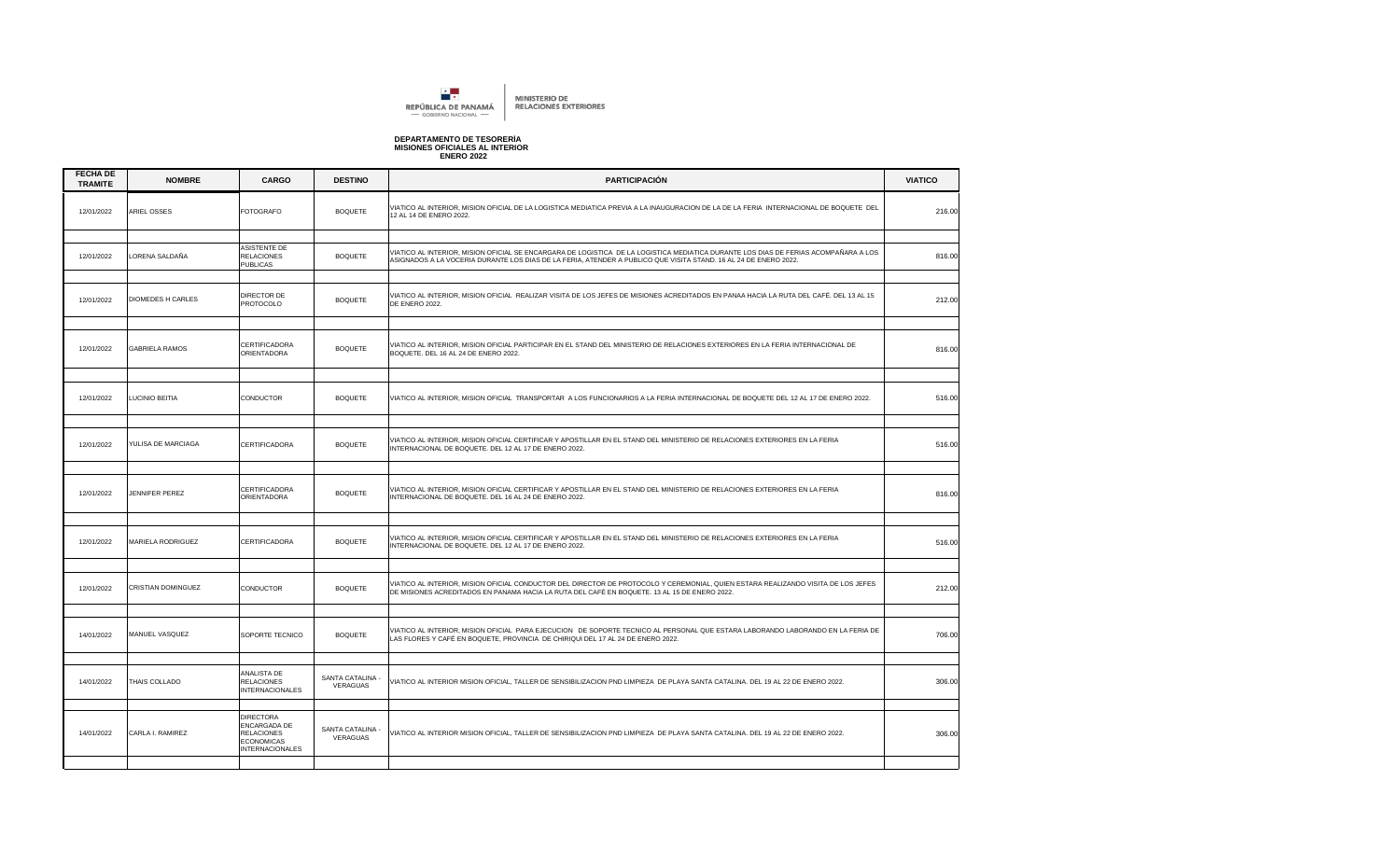REPÚBLICA DE PANAMÁ — GOBIERNO NACIONAL — | MINISTERIO DE RELACIONES EXTERIORES

**DEPARTAMENTO DE TESORERÍA**
**MISIONES OFICIALES AL INTERIOR**
**ENERO 2022**

| FECHA DE TRAMITE | NOMBRE | CARGO | DESTINO | PARTICIPACIÓN | VIATICO |
|---|---|---|---|---|---|
| 12/01/2022 | ARIEL OSSES | FOTOGRAFO | BOQUETE | VIATICO AL INTERIOR, MISION OFICIAL DE LA LOGISTICA MEDIATICA PREVIA A LA INAUGURACION DE LA DE LA FERIA INTERNACIONAL DE BOQUETE DEL 12 AL 14 DE ENERO 2022. | 216.00 |
| 12/01/2022 | LORENA SALDAÑA | ASISTENTE DE RELACIONES PUBLICAS | BOQUETE | VIATICO AL INTERIOR, MISION OFICIAL SE ENCARGARA DE LOGISTICA DE LA LOGISTICA MEDIATICA DURANTE LOS DIAS DE FERIAS ACOMPAÑARA A LOS ASIGNADOS A LA VOCERIA DURANTE LOS DIAS DE LA FERIA, ATENDER A PUBLICO QUE VISITA STAND. 16 AL 24 DE ENERO 2022. | 816.00 |
| 12/01/2022 | DIOMEDES H CARLES | DIRECTOR DE PROTOCOLO | BOQUETE | VIATICO AL INTERIOR, MISION OFICIAL REALIZAR VISITA DE LOS JEFES DE MISIONES ACREDITADOS EN PANAA HACIA LA RUTA DEL CAFÉ. DEL 13 AL 15 DE ENERO 2022. | 212.00 |
| 12/01/2022 | GABRIELA RAMOS | CERTIFICADORA ORIENTADORA | BOQUETE | VIATICO AL INTERIOR, MISION OFICIAL PARTICIPAR EN EL STAND DEL MINISTERIO DE RELACIONES EXTERIORES EN LA FERIA INTERNACIONAL DE BOQUETE. DEL 16 AL 24 DE ENERO 2022. | 816.00 |
| 12/01/2022 | LUCINIO BEITIA | CONDUCTOR | BOQUETE | VIATICO AL INTERIOR, MISION OFICIAL TRANSPORTAR A LOS FUNCIONARIOS A LA FERIA INTERNACIONAL DE BOQUETE DEL 12 AL 17 DE ENERO 2022. | 516.00 |
| 12/01/2022 | YULISA DE MARCIAGA | CERTIFICADORA | BOQUETE | VIATICO AL INTERIOR, MISION OFICIAL CERTIFICAR Y APOSTILLAR EN EL STAND DEL MINISTERIO DE RELACIONES EXTERIORES EN LA FERIA INTERNACIONAL DE BOQUETE. DEL 12 AL 17 DE ENERO 2022. | 516.00 |
| 12/01/2022 | JENNIFER PEREZ | CERTIFICADORA ORIENTADORA | BOQUETE | VIATICO AL INTERIOR, MISION OFICIAL CERTIFICAR Y APOSTILLAR EN EL STAND DEL MINISTERIO DE RELACIONES EXTERIORES EN LA FERIA INTERNACIONAL DE BOQUETE. DEL 16 AL 24 DE ENERO 2022. | 816.00 |
| 12/01/2022 | MARIELA RODRIGUEZ | CERTIFICADORA | BOQUETE | VIATICO AL INTERIOR, MISION OFICIAL CERTIFICAR Y APOSTILLAR EN EL STAND DEL MINISTERIO DE RELACIONES EXTERIORES EN LA FERIA INTERNACIONAL DE BOQUETE. DEL 12 AL 17 DE ENERO 2022. | 516.00 |
| 12/01/2022 | CRISTIAN DOMINGUEZ | CONDUCTOR | BOQUETE | VIATICO AL INTERIOR, MISION OFICIAL CONDUCTOR DEL DIRECTOR DE PROTOCOLO Y CEREMONIAL, QUIEN ESTARA REALIZANDO VISITA DE LOS JEFES DE MISIONES ACREDITADOS EN PANAMA HACIA LA RUTA DEL CAFÉ EN BOQUETE. 13 AL 15 DE ENERO 2022. | 212.00 |
| 14/01/2022 | MANUEL VASQUEZ | SOPORTE TECNICO | BOQUETE | VIATICO AL INTERIOR, MISION OFICIAL PARA EJECUCION DE SOPORTE TECNICO AL PERSONAL QUE ESTARA LABORANDO LABORANDO EN LA FERIA DE LAS FLORES Y CAFÉ EN BOQUETE, PROVINCIA DE CHIRIQUI DEL 17 AL 24 DE ENERO 2022. | 706.00 |
| 14/01/2022 | THAIS COLLADO | ANALISTA DE RELACIONES INTERNACIONALES | SANTA CATALINA - VERAGUAS | VIATICO AL INTERIOR MISION OFICIAL, TALLER DE SENSIBILIZACION PND LIMPIEZA DE PLAYA SANTA CATALINA. DEL 19 AL 22 DE ENERO 2022. | 306.00 |
| 14/01/2022 | CARLA I. RAMIREZ | DIRECTORA ENCARGADA DE RELACIONES ECONOMICAS INTERNACIONALES | SANTA CATALINA - VERAGUAS | VIATICO AL INTERIOR MISION OFICIAL, TALLER DE SENSIBILIZACION PND LIMPIEZA DE PLAYA SANTA CATALINA. DEL 19 AL 22 DE ENERO 2022. | 306.00 |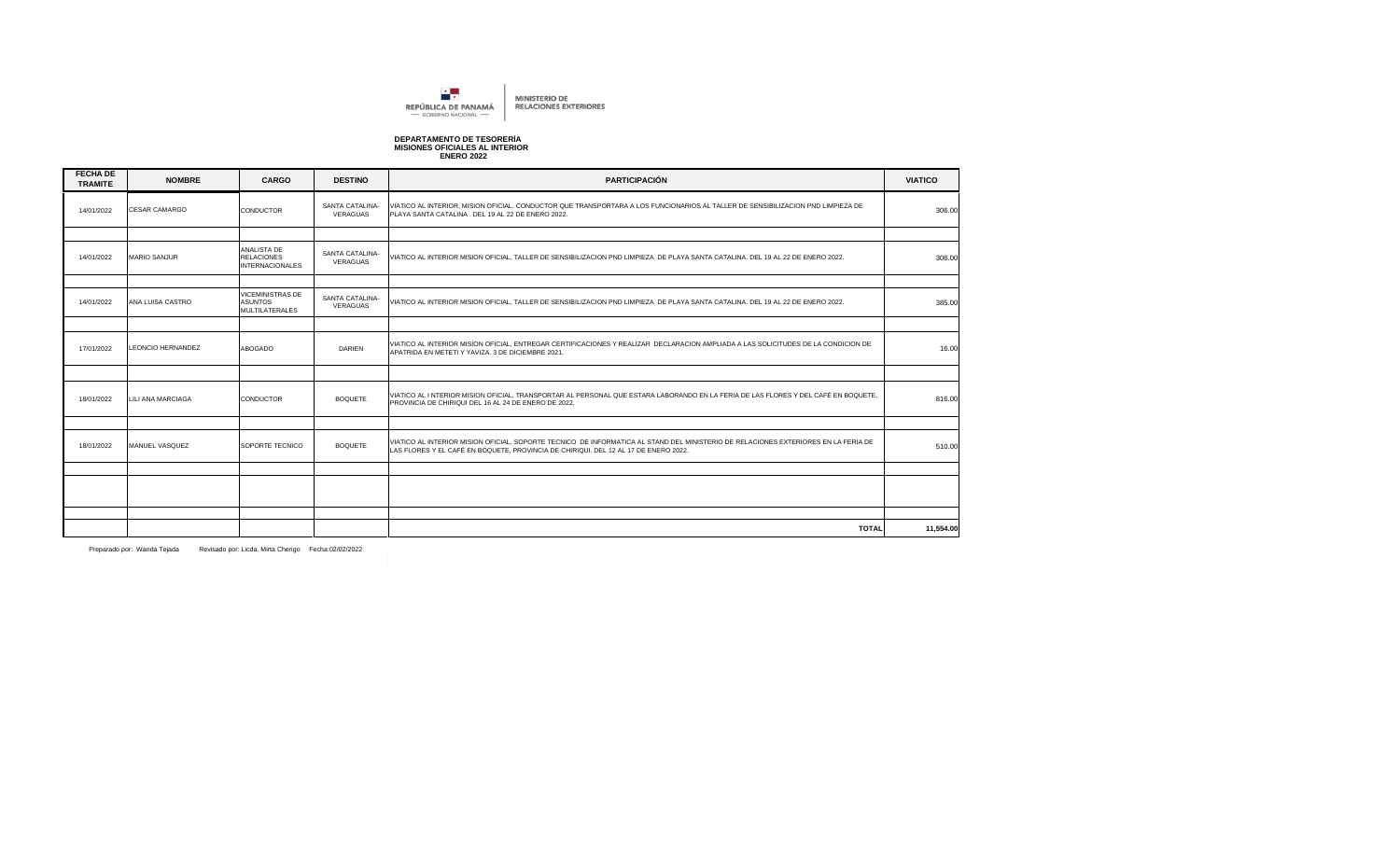REPÚBLICA DE PANAMÁ
— GOBIERNO NACIONAL —

MINISTERIO DE RELACIONES EXTERIORES

**DEPARTAMENTO DE TESORERÍA**
**MISIONES OFICIALES AL INTERIOR**
**ENERO 2022**

| FECHA DE TRAMITE | NOMBRE | CARGO | DESTINO | PARTICIPACIÓN | VIATICO |
|---|---|---|---|---|---|
| 14/01/2022 | CESAR CAMARGO | CONDUCTOR | SANTA CATALINA-VERAGUAS | VIATICO AL INTERIOR, MISION OFICIAL. CONDUCTOR QUE TRANSPORTARA A LOS FUNCIONARIOS AL TALLER DE SENSIBILIZACION PND LIMPIEZA DE PLAYA SANTA CATALINA . DEL 19 AL 22 DE ENERO 2022. | 306.00 |
| | | | | | |
| 14/01/2022 | MARIO SANJUR | ANALISTA DE RELACIONES INTERNACIONALES | SANTA CATALINA-VERAGUAS | VIATICO AL INTERIOR MISION OFICIAL, TALLER DE SENSIBILIZACION PND LIMPIEZA DE PLAYA SANTA CATALINA. DEL 19 AL 22 DE ENERO 2022. | 306.00 |
| | | | | | |
| 14/01/2022 | ANA LUISA CASTRO | VICEMINISTRAS DE ASUNTOS MULTILATERALES | SANTA CATALINA-VERAGUAS | VIATICO AL INTERIOR MISION OFICIAL, TALLER DE SENSIBILIZACION PND LIMPIEZA DE PLAYA SANTA CATALINA. DEL 19 AL 22 DE ENERO 2022. | 385.00 |
| | | | | | |
| 17/01/2022 | LEONCIO HERNANDEZ | ABOGADO | DARIEN | VIATICO AL INTERIOR MISION OFICIAL, ENTREGAR CERTIFICACIONES Y REALIZAR DECLARACION AMPLIADA A LAS SOLICITUDES DE LA CONDICION DE APATRIDA EN METETI Y YAVIZA. 3 DE DICIEMBRE 2021. | 16.00 |
| | | | | | |
| 18/01/2022 | LILI ANA MARCIAGA | CONDUCTOR | BOQUETE | VIATICO AL I NTERIOR MISION OFICIAL, TRANSPORTAR AL PERSONAL QUE ESTARA LABORANDO EN LA FERIA DE LAS FLORES Y DEL CAFÉ EN BOQUETE, PROVINCIA DE CHIRIQUI DEL 16 AL 24 DE ENERO DE 2022, | 816.00 |
| | | | | | |
| 18/01/2022 | MANUEL VASQUEZ | SOPORTE TECNICO | BOQUETE | VIATICO AL INTERIOR MISION OFICIAL, SOPORTE TECNICO DE INFORMATICA AL STAND DEL MINISTERIO DE RELACIONES EXTERIORES EN LA FERIA DE LAS FLORES Y EL CAFÉ EN BOQUETE, PROVINCIA DE CHIRIQUI. DEL 12 AL 17 DE ENERO 2022. | 510.00 |
| | | | | | |
| | | | | | |
| | | | | | |
| | | | | **TOTAL** | **11,554.00** |

Preparado por: Wanda Tejada Revisado por: Licda. Mirta Cherigo Fecha:02/02/2022